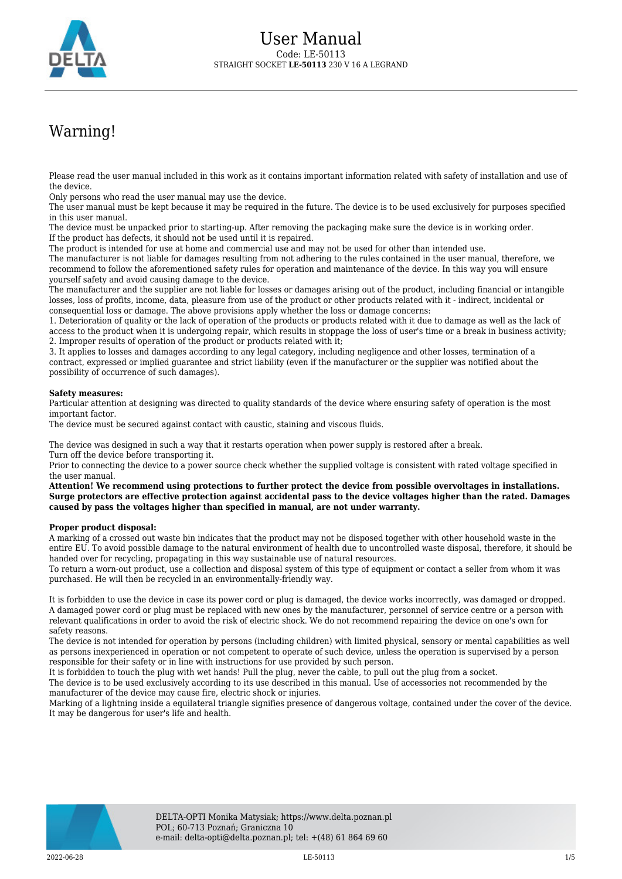# User Manual

Code: LE-50113

STRAIGHT SOCKET **LE-50113** 230 V 16 A LEGRAND

## Warning!

Please read the user manual included in this work as it contains important information related with safety of installation and use of the device.
Only persons who read the user manual may use the device.
The user manual must be kept because it may be required in the future. The device is to be used exclusively for purposes specified in this user manual.
The device must be unpacked prior to starting-up. After removing the packaging make sure the device is in working order.
If the product has defects, it should not be used until it is repaired.
The product is intended for use at home and commercial use and may not be used for other than intended use.
The manufacturer is not liable for damages resulting from not adhering to the rules contained in the user manual, therefore, we recommend to follow the aforementioned safety rules for operation and maintenance of the device. In this way you will ensure yourself safety and avoid causing damage to the device.
The manufacturer and the supplier are not liable for losses or damages arising out of the product, including financial or intangible losses, loss of profits, income, data, pleasure from use of the product or other products related with it - indirect, incidental or consequential loss or damage. The above provisions apply whether the loss or damage concerns:
1. Deterioration of quality or the lack of operation of the products or products related with it due to damage as well as the lack of access to the product when it is undergoing repair, which results in stoppage the loss of user's time or a break in business activity;
2. Improper results of operation of the product or products related with it;
3. It applies to losses and damages according to any legal category, including negligence and other losses, termination of a contract, expressed or implied guarantee and strict liability (even if the manufacturer or the supplier was notified about the possibility of occurrence of such damages).

**Safety measures:**
Particular attention at designing was directed to quality standards of the device where ensuring safety of operation is the most important factor.
The device must be secured against contact with caustic, staining and viscous fluids.

The device was designed in such a way that it restarts operation when power supply is restored after a break.
Turn off the device before transporting it.
Prior to connecting the device to a power source check whether the supplied voltage is consistent with rated voltage specified in the user manual.
**Attention! We recommend using protections to further protect the device from possible overvoltages in installations. Surge protectors are effective protection against accidental pass to the device voltages higher than the rated. Damages caused by pass the voltages higher than specified in manual, are not under warranty.**

**Proper product disposal:**
A marking of a crossed out waste bin indicates that the product may not be disposed together with other household waste in the entire EU. To avoid possible damage to the natural environment of health due to uncontrolled waste disposal, therefore, it should be handed over for recycling, propagating in this way sustainable use of natural resources.
To return a worn-out product, use a collection and disposal system of this type of equipment or contact a seller from whom it was purchased. He will then be recycled in an environmentally-friendly way.

It is forbidden to use the device in case its power cord or plug is damaged, the device works incorrectly, was damaged or dropped. A damaged power cord or plug must be replaced with new ones by the manufacturer, personnel of service centre or a person with relevant qualifications in order to avoid the risk of electric shock. We do not recommend repairing the device on one's own for safety reasons.
The device is not intended for operation by persons (including children) with limited physical, sensory or mental capabilities as well as persons inexperienced in operation or not competent to operate of such device, unless the operation is supervised by a person responsible for their safety or in line with instructions for use provided by such person.
It is forbidden to touch the plug with wet hands! Pull the plug, never the cable, to pull out the plug from a socket.
The device is to be used exclusively according to its use described in this manual. Use of accessories not recommended by the manufacturer of the device may cause fire, electric shock or injuries.
Marking of a lightning inside a equilateral triangle signifies presence of dangerous voltage, contained under the cover of the device. It may be dangerous for user's life and health.

DELTA-OPTI Monika Matysiak; https://www.delta.poznan.pl
POL; 60-713 Poznań; Graniczna 10
e-mail: delta-opti@delta.poznan.pl; tel: +(48) 61 864 69 60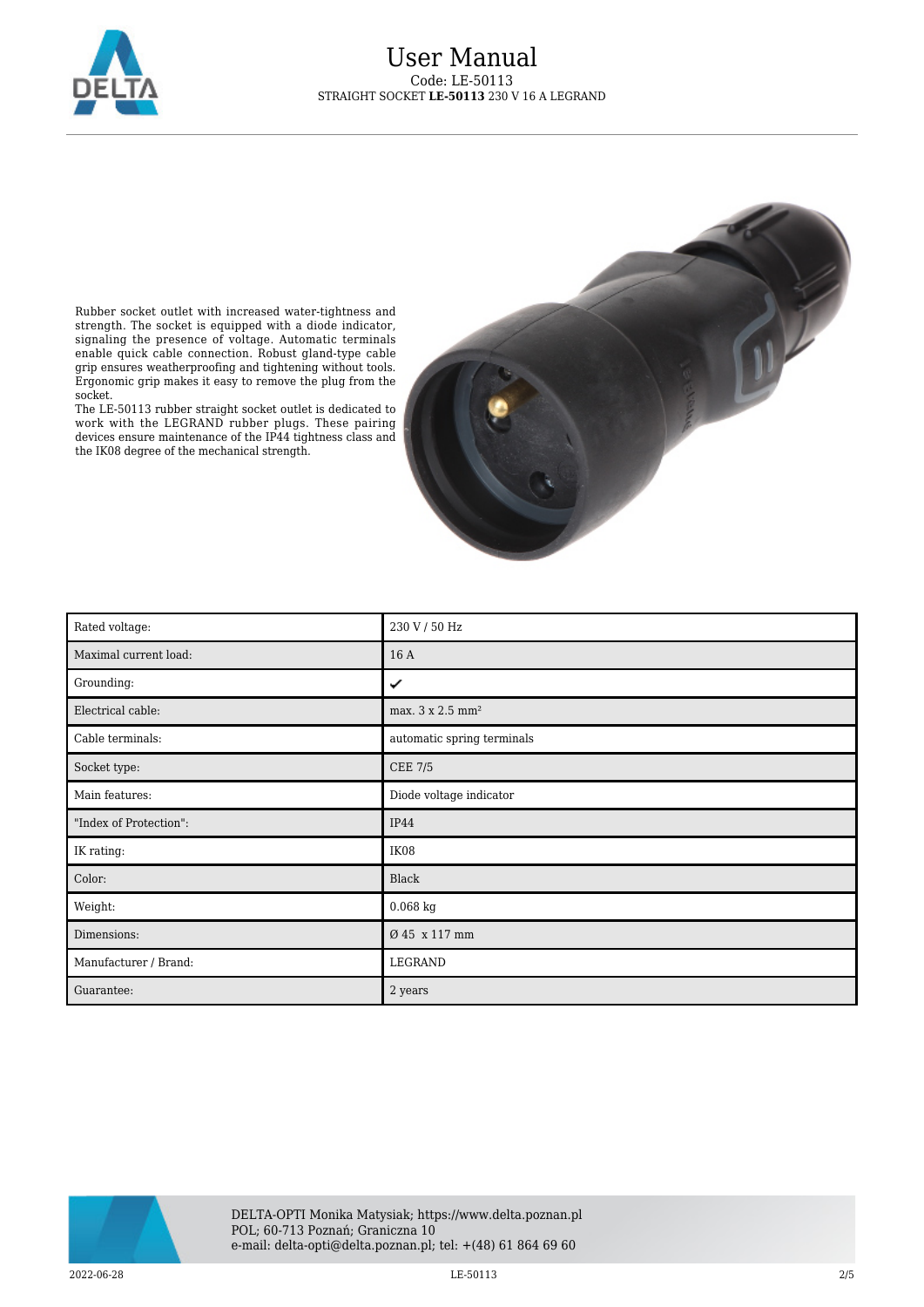# User Manual

Code: LE-50113

STRAIGHT SOCKET **LE-50113** 230 V 16 A LEGRAND

Rubber socket outlet with increased water-tightness and strength. The socket is equipped with a diode indicator, signaling the presence of voltage. Automatic terminals enable quick cable connection. Robust gland-type cable grip ensures weatherproofing and tightening without tools. Ergonomic grip makes it easy to remove the plug from the socket.

The LE-50113 rubber straight socket outlet is dedicated to work with the LEGRAND rubber plugs. These pairing devices ensure maintenance of the IP44 tightness class and the IK08 degree of the mechanical strength.

| Rated voltage: | 230 V / 50 Hz |
|---|---|
| Maximal current load: | 16 A |
| Grounding: | ✔ |
| Electrical cable: | max. 3 x 2.5 mm² |
| Cable terminals: | automatic spring terminals |
| Socket type: | CEE 7/5 |
| Main features: | Diode voltage indicator |
| "Index of Protection": | IP44 |
| IK rating: | IK08 |
| Color: | Black |
| Weight: | 0.068 kg |
| Dimensions: | Ø 45 x 117 mm |
| Manufacturer / Brand: | LEGRAND |
| Guarantee: | 2 years |

DELTA-OPTI Monika Matysiak; https://www.delta.poznan.pl
POL; 60-713 Poznań; Graniczna 10
e-mail: delta-opti@delta.poznan.pl; tel: +(48) 61 864 69 60

2022-06-28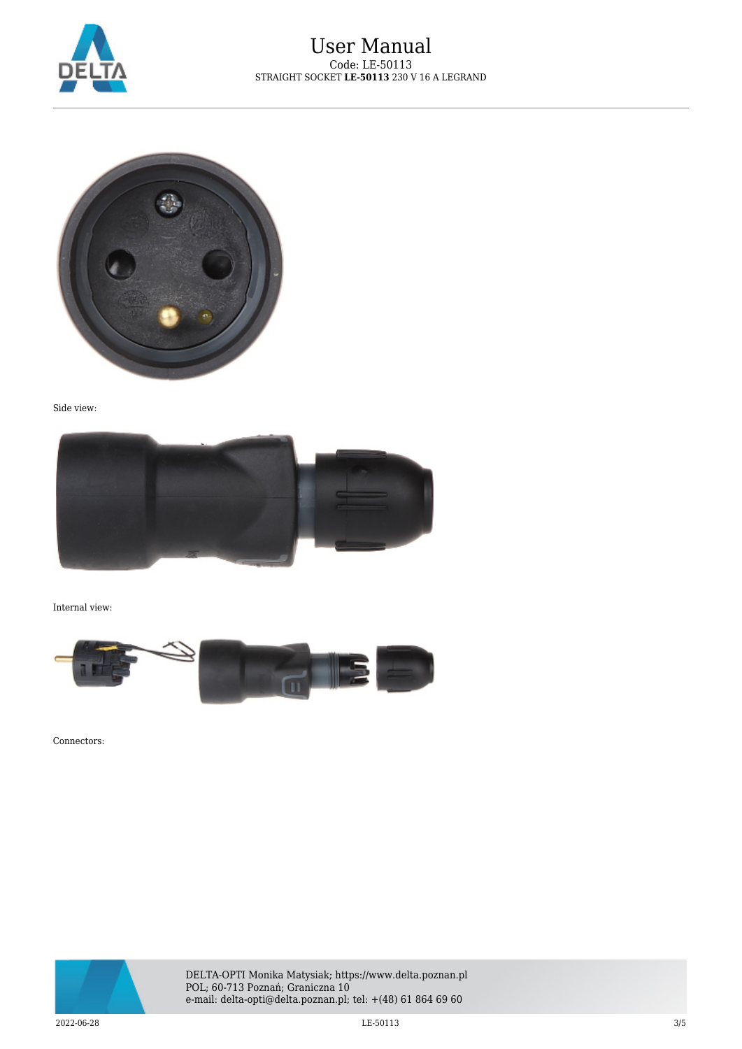Side view:

Internal view:

Connectors: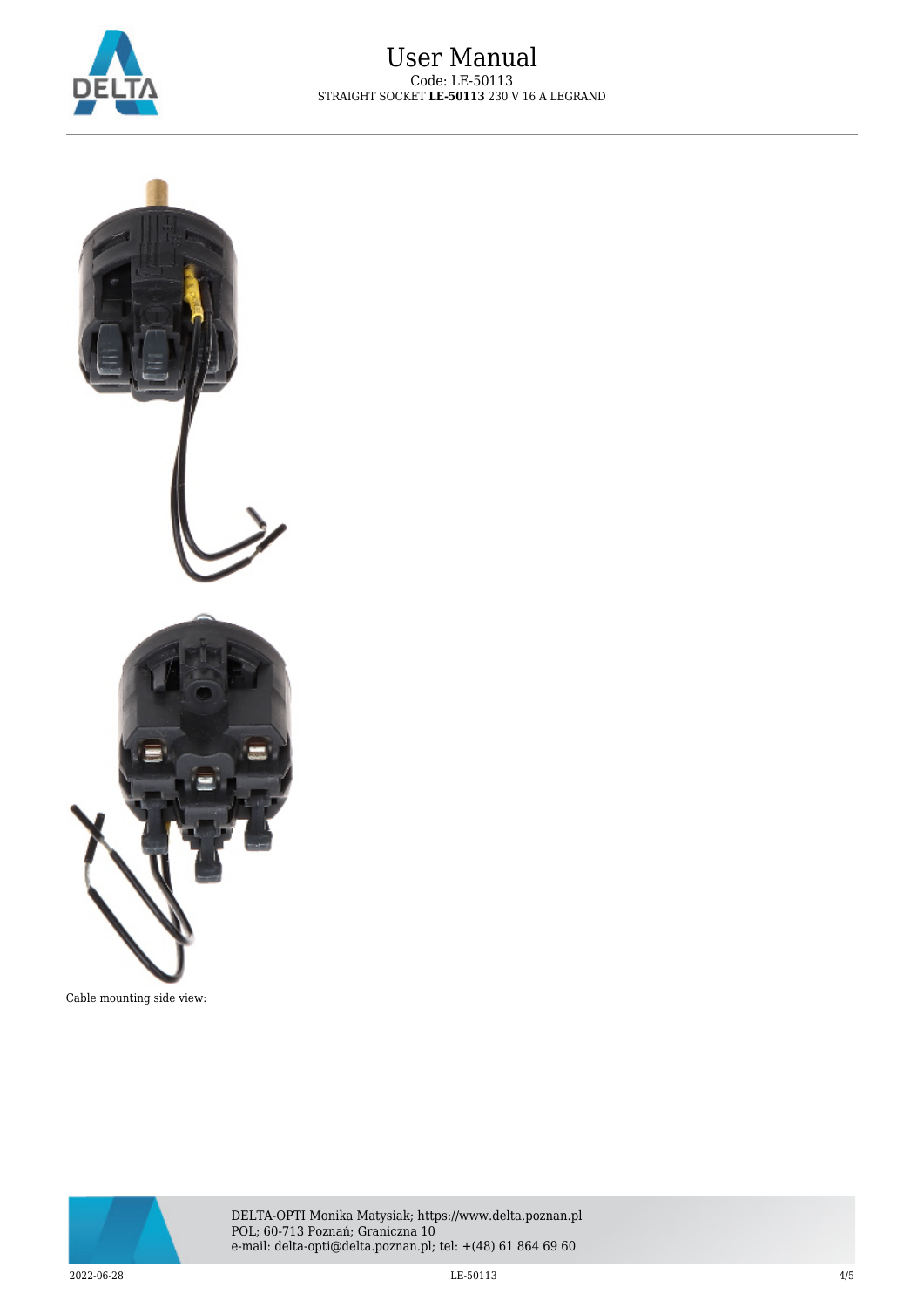Cable mounting side view: